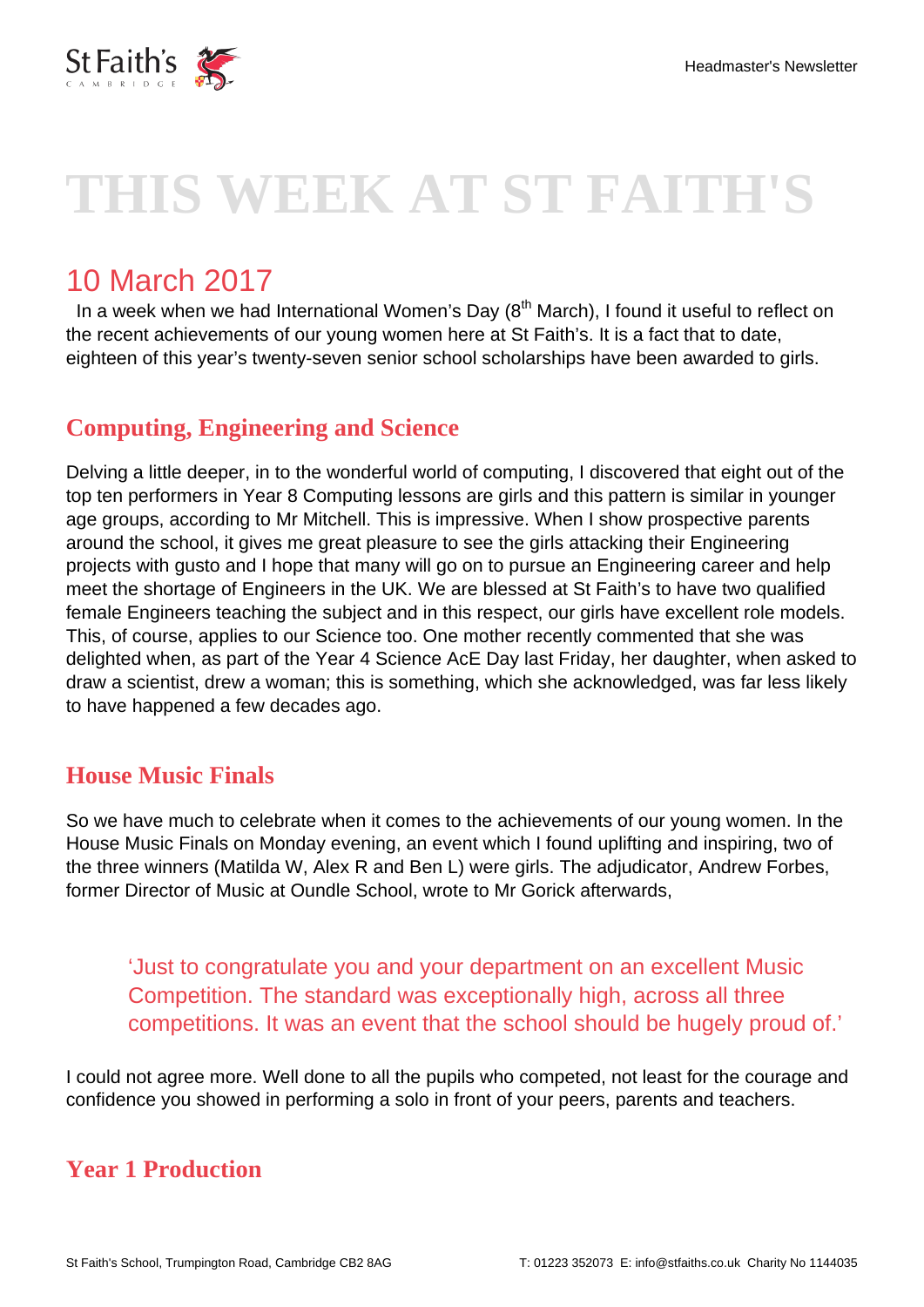# THIS WEEK AT ST FAITH'S

## 10 March 2017

In a week when we had International Women's Day (8th March), I found it useful to reflect on the recent achievements of our young women here at St Faith's. It is a fact that to date, eighteen of this year's twenty-seven senior school scholarships have been awarded to girls.

### Computing, Engineering and Science

Delving a little deeper, in to the wonderful world of computing, I discovered that eight out of the top ten performers in Year 8 Computing lessons are girls and this pattern is similar in younger age groups, according to Mr Mitchell. This is impressive. When I show prospective parents around the school, it gives me great pleasure to see the girls attacking their Engineering projects with gusto and I hope that many will go on to pursue an Engineering career and help meet the shortage of Engineers in the UK. We are blessed at St Faith's to have two qualified female Engineers teaching the subject and in this respect, our girls have excellent role models. This, of course, applies to our Science too. One mother recently commented that she was delighted when, as part of the Year 4 Science AcE Day last Friday, her daughter, when asked to draw a scientist, drew a woman; this is something, which she acknowledged, was far less likely to have happened a few decades ago.

### House Music Finals

So we have much to celebrate when it comes to the achievements of our young women. In the House Music Finals on Monday evening, an event which I found uplifting and inspiring, two of the three winners (Matilda W, Alex R and Ben L) were girls. The adjudicator, Andrew Forbes, former Director of Music at Oundle School, wrote to Mr Gorick afterwards,

> 'Just to congratulate you and your department on an excellent Music Competition. The standard was exceptionally high, across all three competitions. It was an event that the school should be hugely proud of.'

I could not agree more. Well done to all the pupils who competed, not least for the courage and confidence you showed in performing a solo in front of your peers, parents and teachers.

### Year 1 Production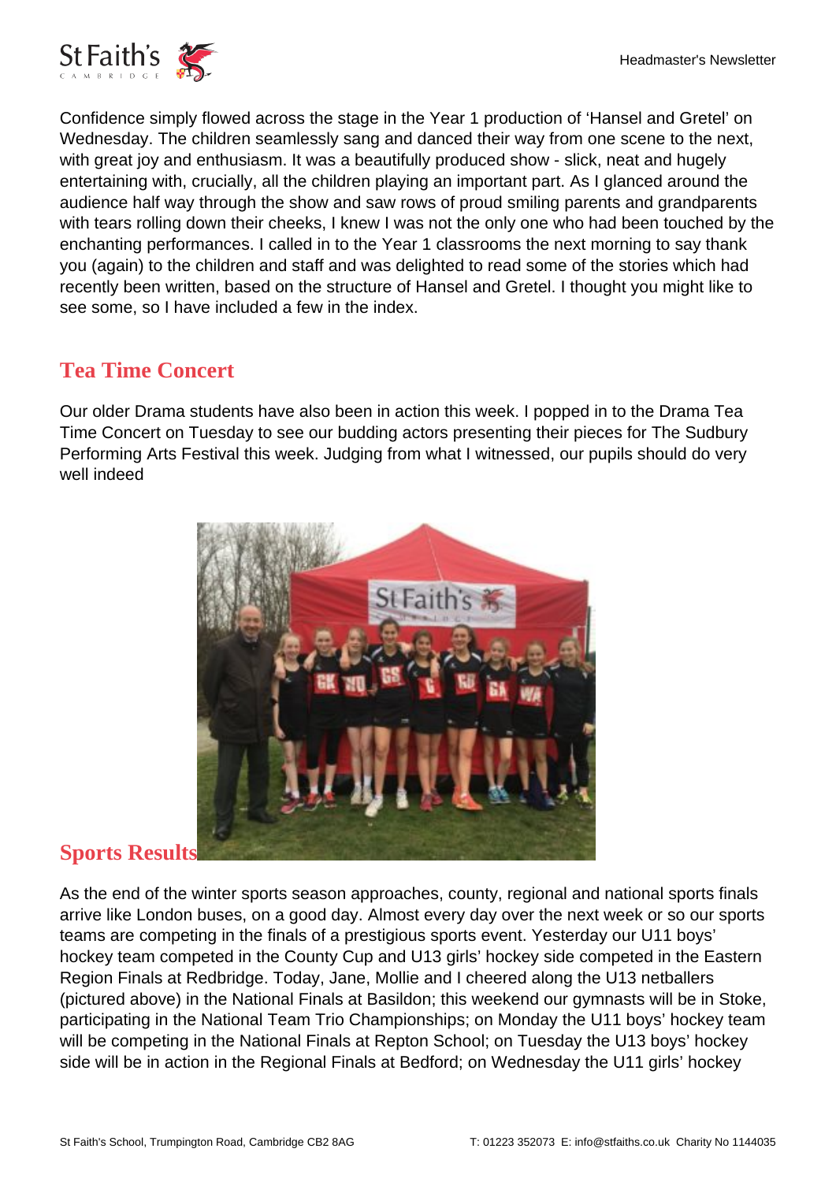Confidence simply flowed across the stage in the Year 1 production of 'Hansel and Gretel' on Wednesday. The children seamlessly sang and danced their way from one scene to the next, with great joy and enthusiasm. It was a beautifully produced show - slick, neat and hugely entertaining with, crucially, all the children playing an important part. As I glanced around the audience half way through the show and saw rows of proud smiling parents and grandparents with tears rolling down their cheeks, I knew I was not the only one who had been touched by the enchanting performances. I called in to the Year 1 classrooms the next morning to say thank you (again) to the children and staff and was delighted to read some of the stories which had recently been written, based on the structure of Hansel and Gretel. I thought you might like to see some, so I have included a few in the index.

## Tea Time Concert

Our older Drama students have also been in action this week. I popped in to the Drama Tea Time Concert on Tuesday to see our budding actors presenting their pieces for The Sudbury Performing Arts Festival this week. Judging from what I witnessed, our pupils should do very well indeed

## Sports Results

As the end of the winter sports season approaches, county, regional and national sports finals arrive like London buses, on a good day. Almost every day over the next week or so our sports teams are competing in the finals of a prestigious sports event. Yesterday our U11 boys' hockey team competed in the County Cup and U13 girls' hockey side competed in the Eastern Region Finals at Redbridge. Today, Jane, Mollie and I cheered along the U13 netballers (pictured above) in the National Finals at Basildon; this weekend our gymnasts will be in Stoke, participating in the National Team Trio Championships; on Monday the U11 boys' hockey team will be competing in the National Finals at Repton School; on Tuesday the U13 boys' hockey side will be in action in the Regional Finals at Bedford; on Wednesday the U11 girls' hockey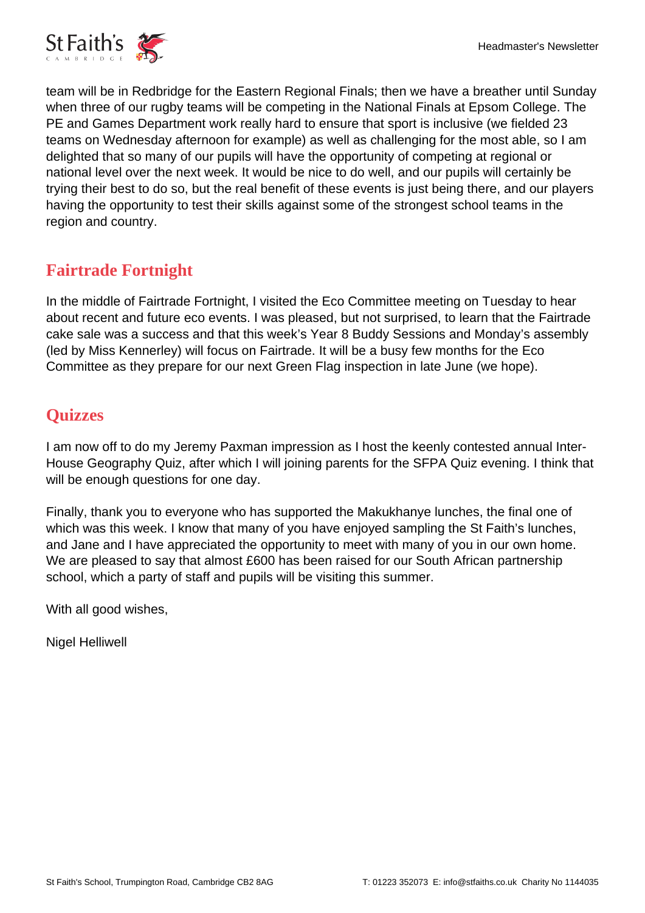team will be in Redbridge for the Eastern Regional Finals; then we have a breather until Sunday when three of our rugby teams will be competing in the National Finals at Epsom College. The PE and Games Department work really hard to ensure that sport is inclusive (we fielded 23 teams on Wednesday afternoon for example) as well as challenging for the most able, so I am delighted that so many of our pupils will have the opportunity of competing at regional or national level over the next week. It would be nice to do well, and our pupils will certainly be trying their best to do so, but the real benefit of these events is just being there, and our players having the opportunity to test their skills against some of the strongest school teams in the region and country.

## Fairtrade Fortnight

In the middle of Fairtrade Fortnight, I visited the Eco Committee meeting on Tuesday to hear about recent and future eco events. I was pleased, but not surprised, to learn that the Fairtrade cake sale was a success and that this week's Year 8 Buddy Sessions and Monday's assembly (led by Miss Kennerley) will focus on Fairtrade. It will be a busy few months for the Eco Committee as they prepare for our next Green Flag inspection in late June (we hope).

## Quizzes

I am now off to do my Jeremy Paxman impression as I host the keenly contested annual Inter-House Geography Quiz, after which I will joining parents for the SFPA Quiz evening. I think that will be enough questions for one day.

Finally, thank you to everyone who has supported the Makukhanye lunches, the final one of which was this week. I know that many of you have enjoyed sampling the St Faith's lunches, and Jane and I have appreciated the opportunity to meet with many of you in our own home. We are pleased to say that almost £600 has been raised for our South African partnership school, which a party of staff and pupils will be visiting this summer.

With all good wishes,

Nigel Helliwell